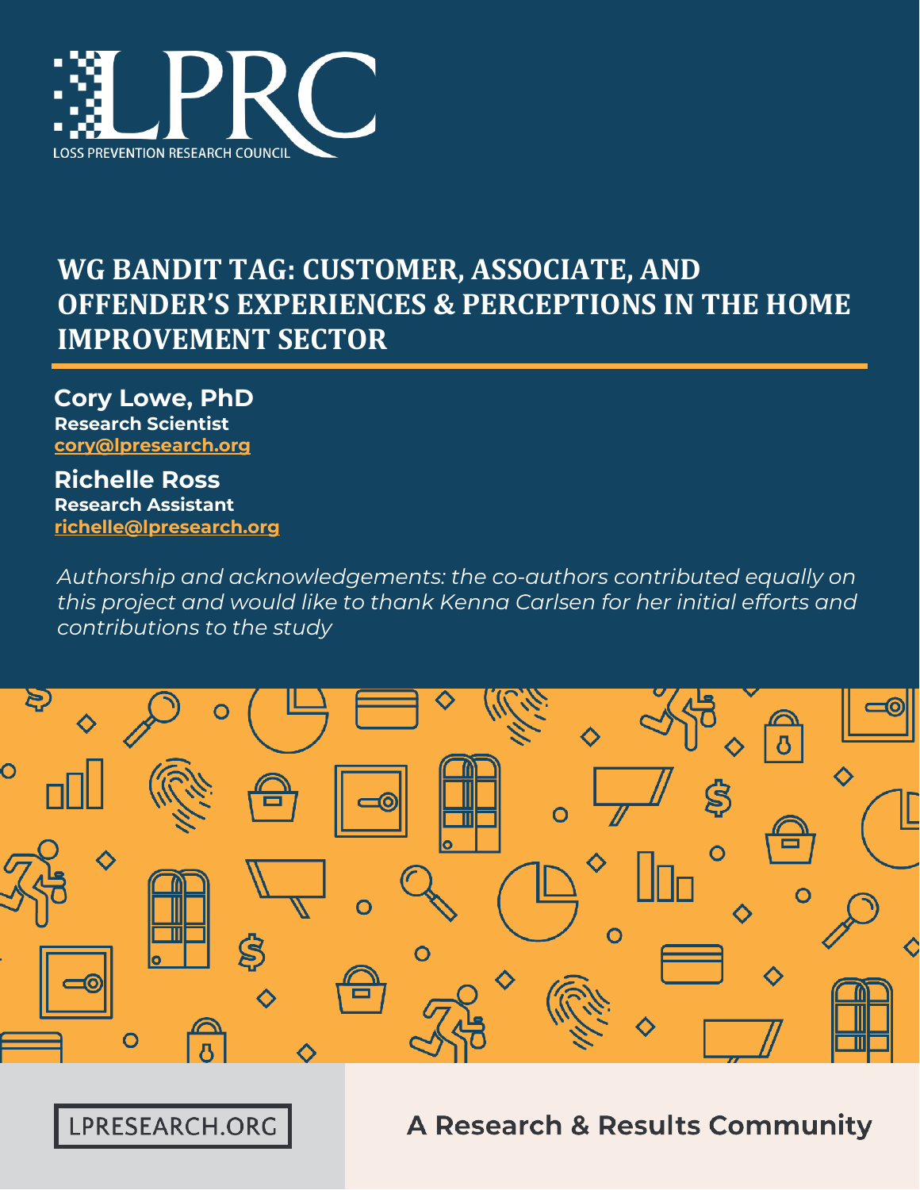# WG BANDIT TAG: CUSTOMER, ASSOCIATE, AND OFFENDER'S EXPERIENCES & PERCEPTIONS IN THE HOME IMPROVEMENT SECTOR

**Cory Lowe, PhD**
**Research Scientist**
**cory@lpresearch.org**

**Richelle Ross**
**Research Assistant**
**richelle@lpresearch.org**

*Authorship and acknowledgements: the co-authors contributed equally on this project and would like to thank Kenna Carlsen for her initial efforts and contributions to the study*

LPRESEARCH.ORG

**A Research & Results Community**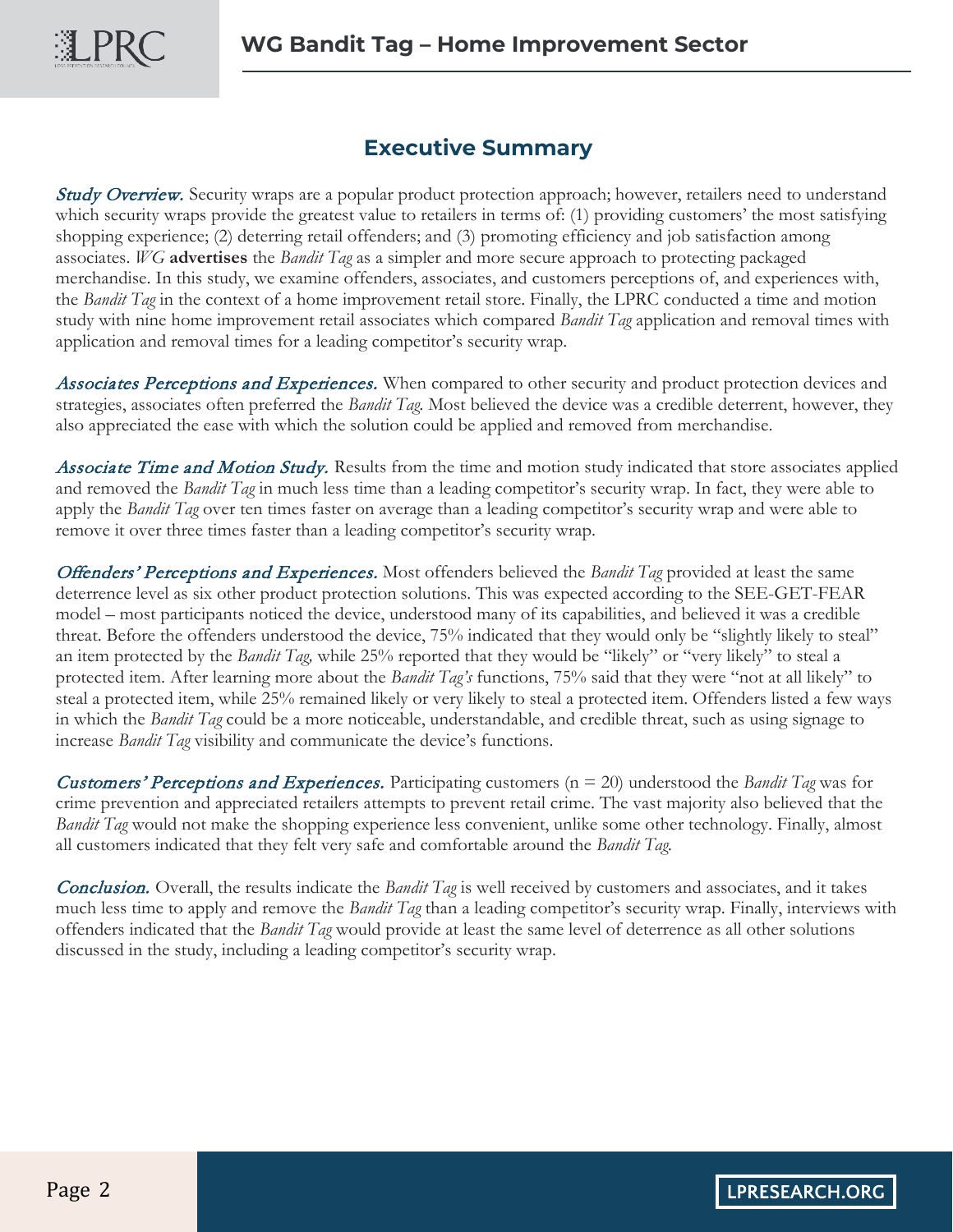## Executive Summary

***Study Overview.*** Security wraps are a popular product protection approach; however, retailers need to understand which security wraps provide the greatest value to retailers in terms of: (1) providing customers' the most satisfying shopping experience; (2) deterring retail offenders; and (3) promoting efficiency and job satisfaction among associates. *WG* **advertises** the *Bandit Tag* as a simpler and more secure approach to protecting packaged merchandise. In this study, we examine offenders, associates, and customers perceptions of, and experiences with, the *Bandit Tag* in the context of a home improvement retail store. Finally, the LPRC conducted a time and motion study with nine home improvement retail associates which compared *Bandit Tag* application and removal times with application and removal times for a leading competitor's security wrap.

***Associates Perceptions and Experiences.*** When compared to other security and product protection devices and strategies, associates often preferred the *Bandit Tag.* Most believed the device was a credible deterrent, however, they also appreciated the ease with which the solution could be applied and removed from merchandise.

***Associate Time and Motion Study.*** Results from the time and motion study indicated that store associates applied and removed the *Bandit Tag* in much less time than a leading competitor's security wrap. In fact, they were able to apply the *Bandit Tag* over ten times faster on average than a leading competitor's security wrap and were able to remove it over three times faster than a leading competitor's security wrap.

***Offenders' Perceptions and Experiences.*** Most offenders believed the *Bandit Tag* provided at least the same deterrence level as six other product protection solutions. This was expected according to the SEE-GET-FEAR model – most participants noticed the device, understood many of its capabilities, and believed it was a credible threat. Before the offenders understood the device, 75% indicated that they would only be "slightly likely to steal" an item protected by the *Bandit Tag,* while 25% reported that they would be "likely" or "very likely" to steal a protected item. After learning more about the *Bandit Tag's* functions, 75% said that they were "not at all likely" to steal a protected item, while 25% remained likely or very likely to steal a protected item. Offenders listed a few ways in which the *Bandit Tag* could be a more noticeable, understandable, and credible threat, such as using signage to increase *Bandit Tag* visibility and communicate the device's functions.

***Customers' Perceptions and Experiences.*** Participating customers (n = 20) understood the *Bandit Tag* was for crime prevention and appreciated retailers attempts to prevent retail crime. The vast majority also believed that the *Bandit Tag* would not make the shopping experience less convenient, unlike some other technology. Finally, almost all customers indicated that they felt very safe and comfortable around the *Bandit Tag.*

***Conclusion.*** Overall, the results indicate the *Bandit Tag* is well received by customers and associates, and it takes much less time to apply and remove the *Bandit Tag* than a leading competitor's security wrap. Finally, interviews with offenders indicated that the *Bandit Tag* would provide at least the same level of deterrence as all other solutions discussed in the study, including a leading competitor's security wrap.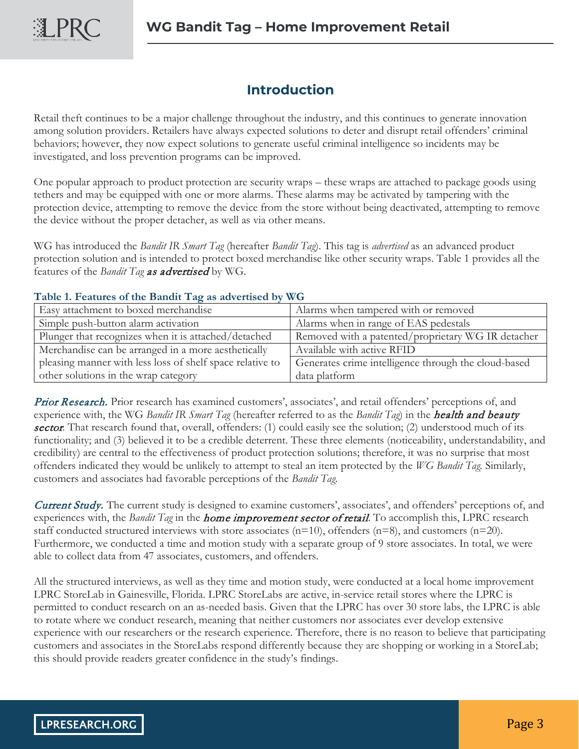## Introduction

Retail theft continues to be a major challenge throughout the industry, and this continues to generate innovation among solution providers. Retailers have always expected solutions to deter and disrupt retail offenders' criminal behaviors; however, they now expect solutions to generate useful criminal intelligence so incidents may be investigated, and loss prevention programs can be improved.

One popular approach to product protection are security wraps – these wraps are attached to package goods using tethers and may be equipped with one or more alarms. These alarms may be activated by tampering with the protection device, attempting to remove the device from the store without being deactivated, attempting to remove the device without the proper detacher, as well as via other means.

WG has introduced the *Bandit IR Smart Tag* (hereafter *Bandit Tag*). This tag is *advertised* as an advanced product protection solution and is intended to protect boxed merchandise like other security wraps. Table 1 provides all the features of the *Bandit Tag* ***as advertised*** by WG.

**Table 1. Features of the Bandit Tag as advertised by WG**

| | |
|---|---|
| Easy attachment to boxed merchandise | Alarms when tampered with or removed |
| Simple push-button alarm activation | Alarms when in range of EAS pedestals |
| Plunger that recognizes when it is attached/detached | Removed with a patented/proprietary WG IR detacher |
| Merchandise can be arranged in a more aesthetically pleasing manner with less loss of shelf space relative to other solutions in the wrap category | Available with active RFID<br>Generates crime intelligence through the cloud-based data platform |

***Prior Research.*** Prior research has examined customers', associates', and retail offenders' perceptions of, and experience with, the WG *Bandit IR Smart Tag* (hereafter referred to as the *Bandit Tag*) in the ***health and beauty sector***. That research found that, overall, offenders: (1) could easily see the solution; (2) understood much of its functionality; and (3) believed it to be a credible deterrent. These three elements (noticeability, understandability, and credibility) are central to the effectiveness of product protection solutions; therefore, it was no surprise that most offenders indicated they would be unlikely to attempt to steal an item protected by the *WG Bandit Tag*. Similarly, customers and associates had favorable perceptions of the *Bandit Tag*.

***Current Study.*** The current study is designed to examine customers', associates', and offenders' perceptions of, and experiences with, the *Bandit Tag* in the ***home improvement sector of retail***. To accomplish this, LPRC research staff conducted structured interviews with store associates (n=10), offenders (n=8), and customers (n=20). Furthermore, we conducted a time and motion study with a separate group of 9 store associates. In total, we were able to collect data from 47 associates, customers, and offenders.

All the structured interviews, as well as they time and motion study, were conducted at a local home improvement LPRC StoreLab in Gainesville, Florida. LPRC StoreLabs are active, in-service retail stores where the LPRC is permitted to conduct research on an as-needed basis. Given that the LPRC has over 30 store labs, the LPRC is able to rotate where we conduct research, meaning that neither customers nor associates ever develop extensive experience with our researchers or the research experience. Therefore, there is no reason to believe that participating customers and associates in the StoreLabs respond differently because they are shopping or working in a StoreLab; this should provide readers greater confidence in the study's findings.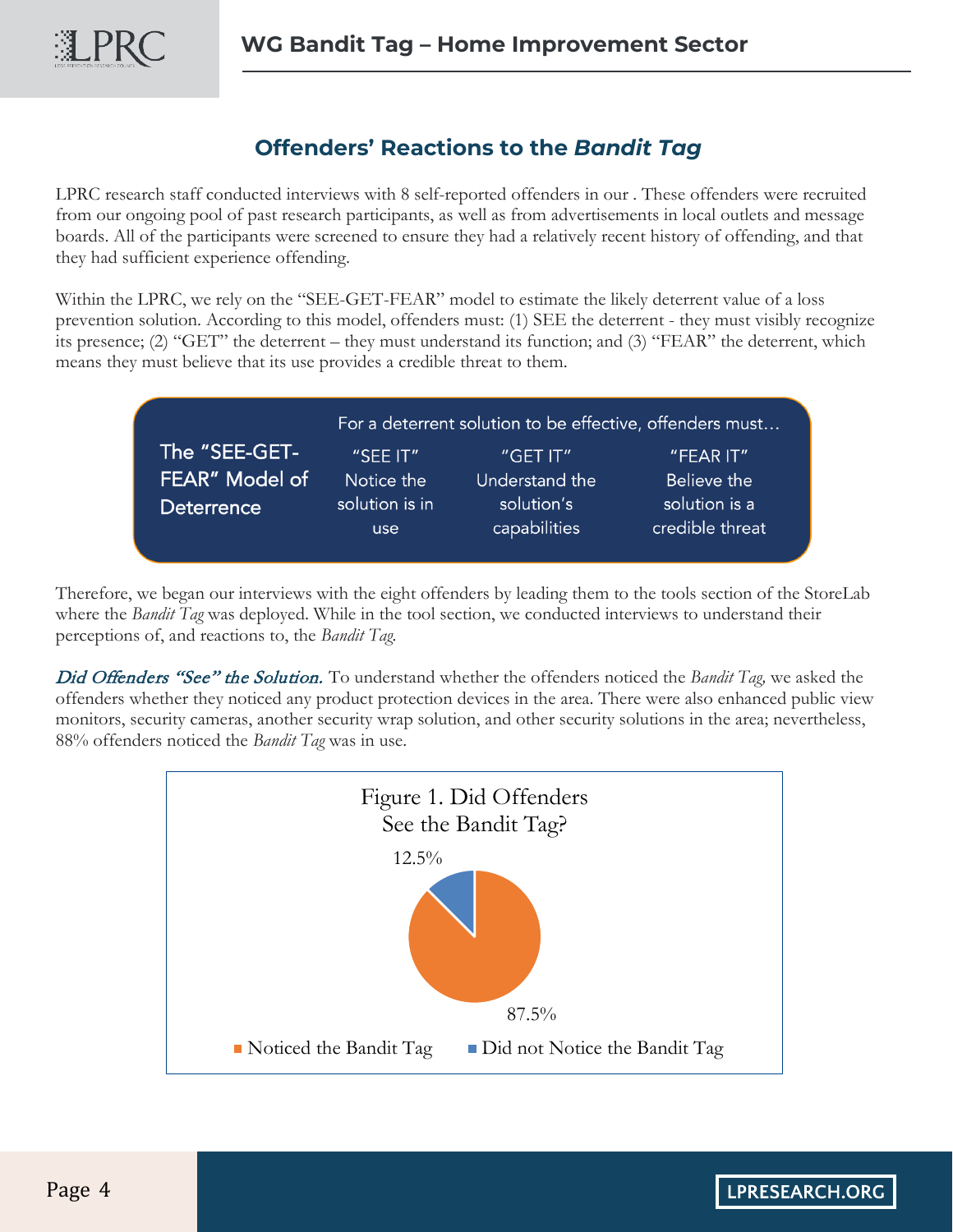## Offenders' Reactions to the *Bandit Tag*

LPRC research staff conducted interviews with 8 self-reported offenders in our . These offenders were recruited from our ongoing pool of past research participants, as well as from advertisements in local outlets and message boards. All of the participants were screened to ensure they had a relatively recent history of offending, and that they had sufficient experience offending.

Within the LPRC, we rely on the "SEE-GET-FEAR" model to estimate the likely deterrent value of a loss prevention solution. According to this model, offenders must: (1) SEE the deterrent - they must visibly recognize its presence; (2) "GET" the deterrent – they must understand its function; and (3) "FEAR" the deterrent, which means they must believe that its use provides a credible threat to them.

| The "SEE-GET-FEAR" Model of Deterrence | For a deterrent solution to be effective, offenders must… | | |
|---|---|---|---|
| | "SEE IT" Notice the solution is in use | "GET IT" Understand the solution's capabilities | "FEAR IT" Believe the solution is a credible threat |

Therefore, we began our interviews with the eight offenders by leading them to the tools section of the StoreLab where the *Bandit Tag* was deployed. While in the tool section, we conducted interviews to understand their perceptions of, and reactions to, the *Bandit Tag*.

***Did Offenders "See" the Solution.*** To understand whether the offenders noticed the *Bandit Tag,* we asked the offenders whether they noticed any product protection devices in the area. There were also enhanced public view monitors, security cameras, another security wrap solution, and other security solutions in the area; nevertheless, 88% offenders noticed the *Bandit Tag* was in use.

Figure 1. Did Offenders See the Bandit Tag?

| Response | Percentage |
|---|---|
| Noticed the Bandit Tag | 87.5% |
| Did not Notice the Bandit Tag | 12.5% |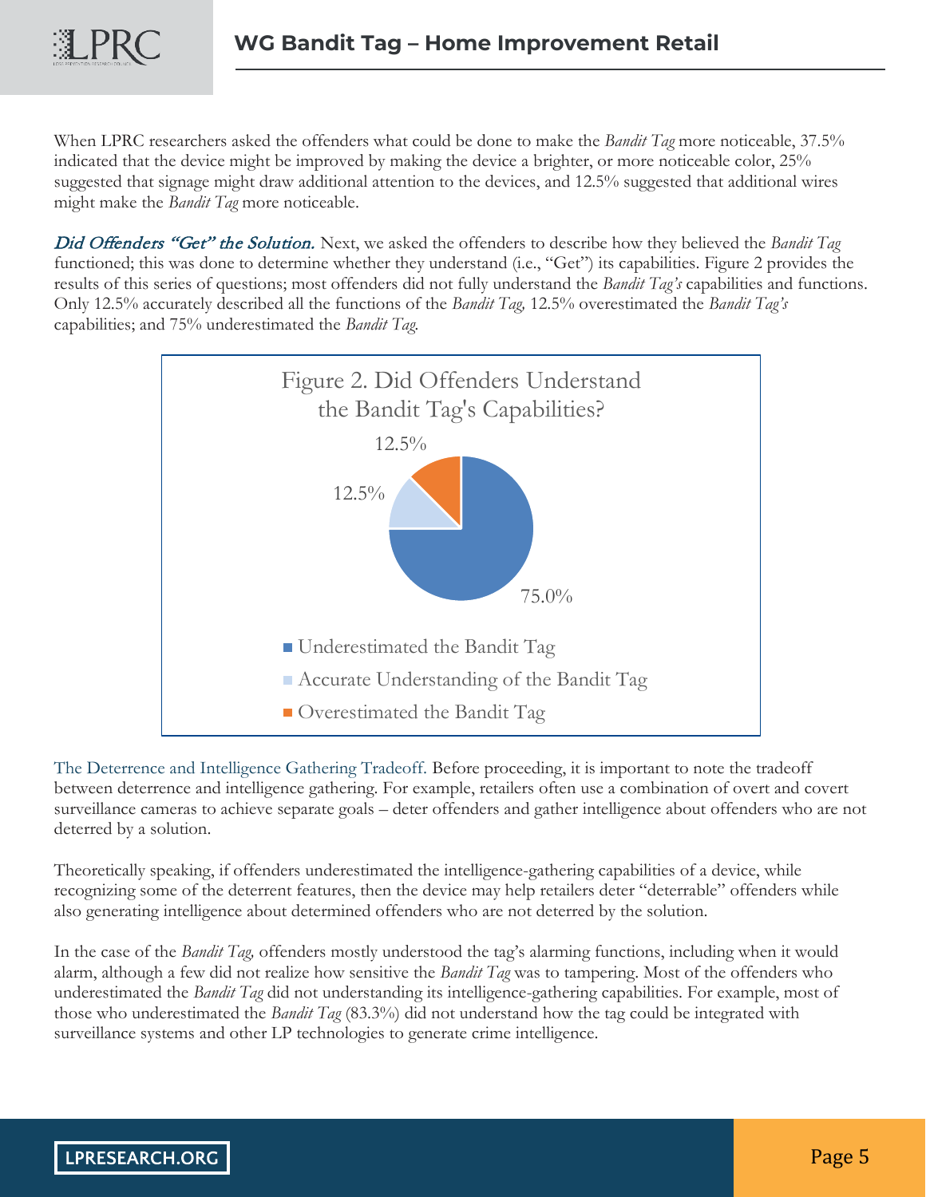When LPRC researchers asked the offenders what could be done to make the *Bandit Tag* more noticeable, 37.5% indicated that the device might be improved by making the device a brighter, or more noticeable color, 25% suggested that signage might draw additional attention to the devices, and 12.5% suggested that additional wires might make the *Bandit Tag* more noticeable.

***Did Offenders "Get" the Solution.*** Next, we asked the offenders to describe how they believed the *Bandit Tag* functioned; this was done to determine whether they understand (i.e., "Get") its capabilities. Figure 2 provides the results of this series of questions; most offenders did not fully understand the *Bandit Tag's* capabilities and functions. Only 12.5% accurately described all the functions of the *Bandit Tag,* 12.5% overestimated the *Bandit Tag's* capabilities; and 75% underestimated the *Bandit Tag.*

Figure 2. Did Offenders Understand the Bandit Tag's Capabilities?

| Response | Percent |
| --- | --- |
| Underestimated the Bandit Tag | 75.0% |
| Accurate Understanding of the Bandit Tag | 12.5% |
| Overestimated the Bandit Tag | 12.5% |

The Deterrence and Intelligence Gathering Tradeoff. Before proceeding, it is important to note the tradeoff between deterrence and intelligence gathering. For example, retailers often use a combination of overt and covert surveillance cameras to achieve separate goals – deter offenders and gather intelligence about offenders who are not deterred by a solution.

Theoretically speaking, if offenders underestimated the intelligence-gathering capabilities of a device, while recognizing some of the deterrent features, then the device may help retailers deter "deterrable" offenders while also generating intelligence about determined offenders who are not deterred by the solution.

In the case of the *Bandit Tag,* offenders mostly understood the tag's alarming functions, including when it would alarm, although a few did not realize how sensitive the *Bandit Tag* was to tampering. Most of the offenders who underestimated the *Bandit Tag* did not understanding its intelligence-gathering capabilities. For example, most of those who underestimated the *Bandit Tag* (83.3%) did not understand how the tag could be integrated with surveillance systems and other LP technologies to generate crime intelligence.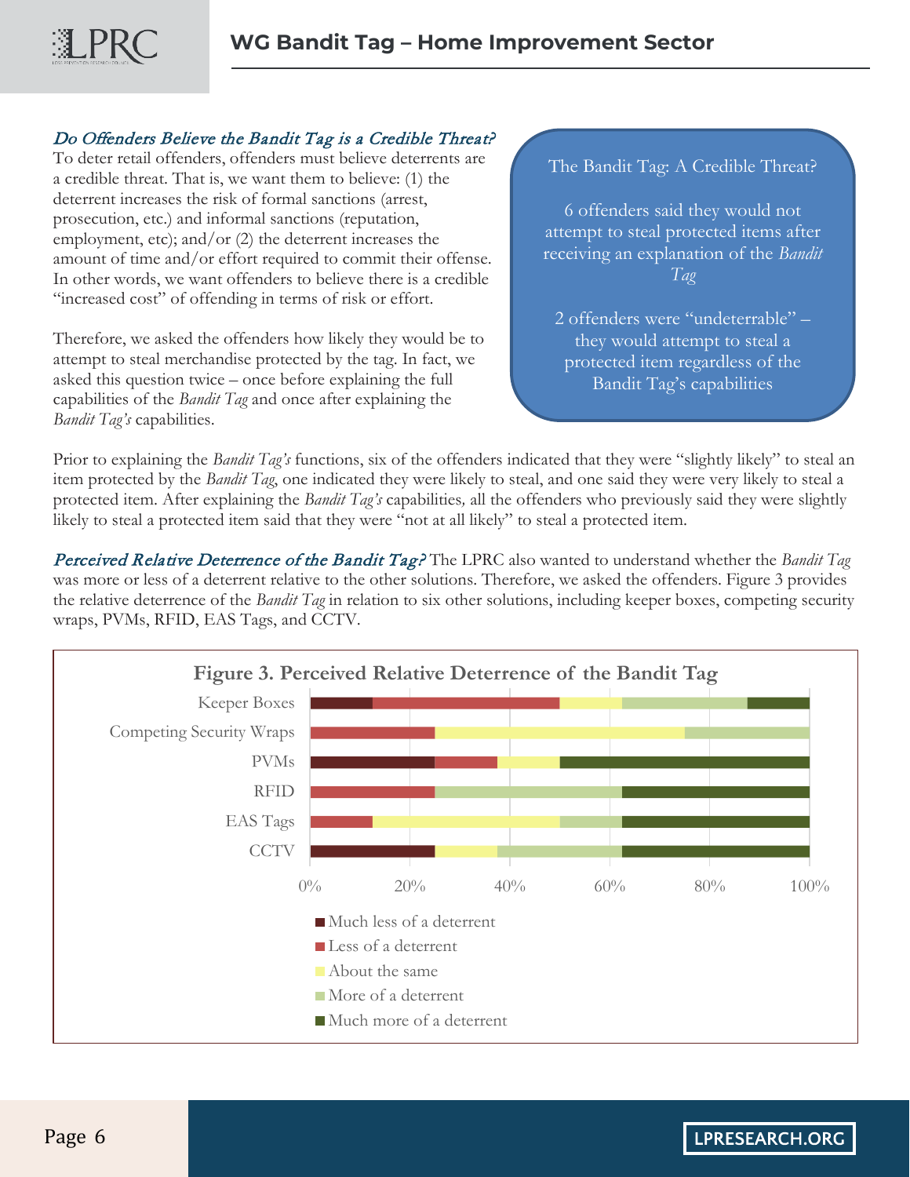### *Do Offenders Believe the Bandit Tag is a Credible Threat?*

To deter retail offenders, offenders must believe deterrents are a credible threat. That is, we want them to believe: (1) the deterrent increases the risk of formal sanctions (arrest, prosecution, etc.) and informal sanctions (reputation, employment, etc); and/or (2) the deterrent increases the amount of time and/or effort required to commit their offense. In other words, we want offenders to believe there is a credible "increased cost" of offending in terms of risk or effort.

Therefore, we asked the offenders how likely they would be to attempt to steal merchandise protected by the tag. In fact, we asked this question twice – once before explaining the full capabilities of the *Bandit Tag* and once after explaining the *Bandit Tag's* capabilities.

> The Bandit Tag: A Credible Threat?
>
> 6 offenders said they would not attempt to steal protected items after receiving an explanation of the *Bandit Tag*
>
> 2 offenders were "undeterrable" – they would attempt to steal a protected item regardless of the Bandit Tag's capabilities

Prior to explaining the *Bandit Tag's* functions, six of the offenders indicated that they were "slightly likely" to steal an item protected by the *Bandit Tag*, one indicated they were likely to steal, and one said they were very likely to steal a protected item. After explaining the *Bandit Tag's* capabilities, all the offenders who previously said they were slightly likely to steal a protected item said that they were "not at all likely" to steal a protected item.

*Perceived Relative Deterrence of the Bandit Tag?* The LPRC also wanted to understand whether the *Bandit Tag* was more or less of a deterrent relative to the other solutions. Therefore, we asked the offenders. Figure 3 provides the relative deterrence of the *Bandit Tag* in relation to six other solutions, including keeper boxes, competing security wraps, PVMs, RFID, EAS Tags, and CCTV.

**Figure 3. Perceived Relative Deterrence of the Bandit Tag**

| | Much less of a deterrent | Less of a deterrent | About the same | More of a deterrent | Much more of a deterrent |
|---|---|---|---|---|---|
| Keeper Boxes | 12.5% | 37.5% | 12.5% | 25% | 12.5% |
| Competing Security Wraps | 0% | 25% | 50% | 25% | 0% |
| PVMs | 25% | 12.5% | 12.5% | 0% | 50% |
| RFID | 0% | 25% | 0% | 37.5% | 37.5% |
| EAS Tags | 0% | 12.5% | 37.5% | 12.5% | 37.5% |
| CCTV | 25% | 0% | 12.5% | 25% | 37.5% |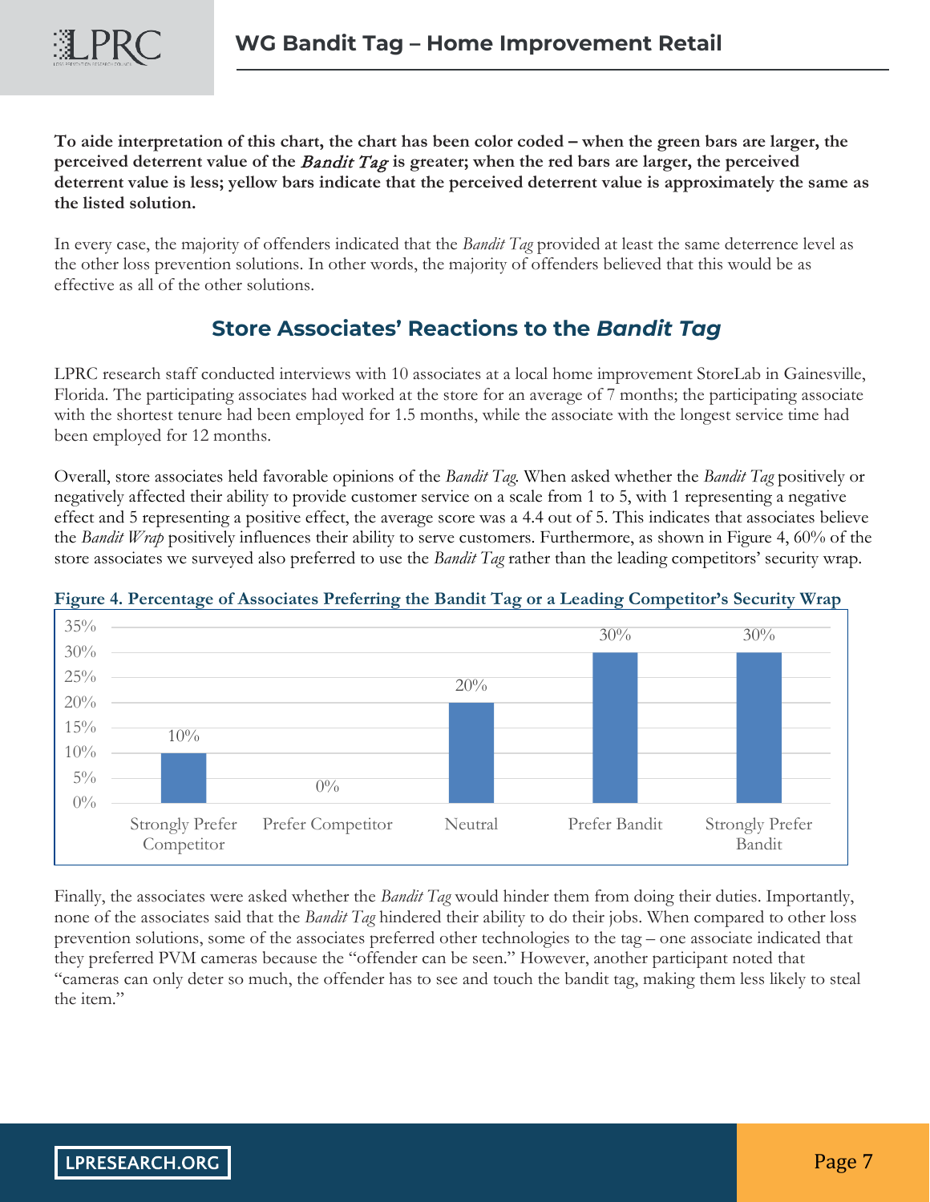**To aide interpretation of this chart, the chart has been color coded – when the green bars are larger, the perceived deterrent value of the *Bandit Tag* is greater; when the red bars are larger, the perceived deterrent value is less; yellow bars indicate that the perceived deterrent value is approximately the same as the listed solution.**

In every case, the majority of offenders indicated that the *Bandit Tag* provided at least the same deterrence level as the other loss prevention solutions. In other words, the majority of offenders believed that this would be as effective as all of the other solutions.

## Store Associates' Reactions to the *Bandit Tag*

LPRC research staff conducted interviews with 10 associates at a local home improvement StoreLab in Gainesville, Florida. The participating associates had worked at the store for an average of 7 months; the participating associate with the shortest tenure had been employed for 1.5 months, while the associate with the longest service time had been employed for 12 months.

Overall, store associates held favorable opinions of the *Bandit Tag*. When asked whether the *Bandit Tag* positively or negatively affected their ability to provide customer service on a scale from 1 to 5, with 1 representing a negative effect and 5 representing a positive effect, the average score was a 4.4 out of 5. This indicates that associates believe the *Bandit Wrap* positively influences their ability to serve customers. Furthermore, as shown in Figure 4, 60% of the store associates we surveyed also preferred to use the *Bandit Tag* rather than the leading competitors' security wrap.

**Figure 4. Percentage of Associates Preferring the Bandit Tag or a Leading Competitor's Security Wrap**

| Strongly Prefer Competitor | Prefer Competitor | Neutral | Prefer Bandit | Strongly Prefer Bandit |
|---|---|---|---|---|
| 10% | 0% | 20% | 30% | 30% |

Finally, the associates were asked whether the *Bandit Tag* would hinder them from doing their duties. Importantly, none of the associates said that the *Bandit Tag* hindered their ability to do their jobs. When compared to other loss prevention solutions, some of the associates preferred other technologies to the tag – one associate indicated that they preferred PVM cameras because the "offender can be seen." However, another participant noted that "cameras can only deter so much, the offender has to see and touch the bandit tag, making them less likely to steal the item."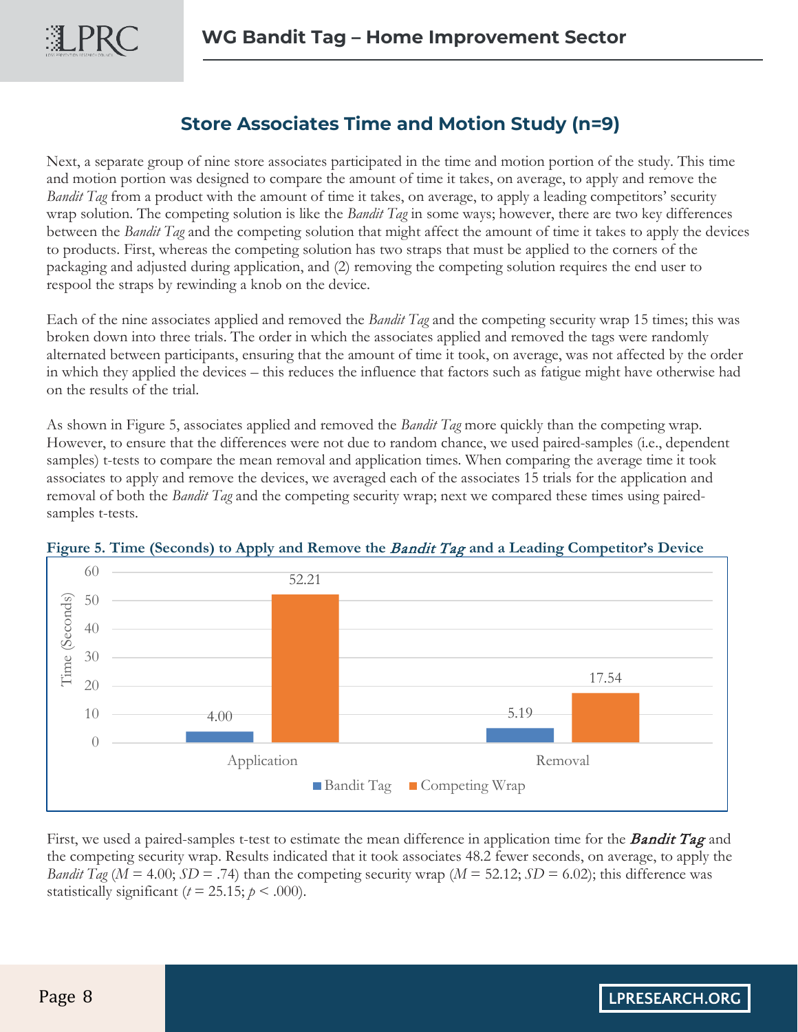## Store Associates Time and Motion Study (n=9)

Next, a separate group of nine store associates participated in the time and motion portion of the study. This time and motion portion was designed to compare the amount of time it takes, on average, to apply and remove the *Bandit Tag* from a product with the amount of time it takes, on average, to apply a leading competitors' security wrap solution. The competing solution is like the *Bandit Tag* in some ways; however, there are two key differences between the *Bandit Tag* and the competing solution that might affect the amount of time it takes to apply the devices to products. First, whereas the competing solution has two straps that must be applied to the corners of the packaging and adjusted during application, and (2) removing the competing solution requires the end user to respool the straps by rewinding a knob on the device.

Each of the nine associates applied and removed the *Bandit Tag* and the competing security wrap 15 times; this was broken down into three trials. The order in which the associates applied and removed the tags were randomly alternated between participants, ensuring that the amount of time it took, on average, was not affected by the order in which they applied the devices – this reduces the influence that factors such as fatigue might have otherwise had on the results of the trial.

As shown in Figure 5, associates applied and removed the *Bandit Tag* more quickly than the competing wrap. However, to ensure that the differences were not due to random chance, we used paired-samples (i.e., dependent samples) t-tests to compare the mean removal and application times. When comparing the average time it took associates to apply and remove the devices, we averaged each of the associates 15 trials for the application and removal of both the *Bandit Tag* and the competing security wrap; next we compared these times using paired-samples t-tests.

**Figure 5. Time (Seconds) to Apply and Remove the *Bandit Tag* and a Leading Competitor's Device**

| | Bandit Tag | Competing Wrap |
|---|---|---|
| Application | 4.00 | 52.21 |
| Removal | 5.19 | 17.54 |

First, we used a paired-samples t-test to estimate the mean difference in application time for the ***Bandit Tag*** and the competing security wrap. Results indicated that it took associates 48.2 fewer seconds, on average, to apply the *Bandit Tag* ($M$ = 4.00; $SD$ = .74) than the competing security wrap ($M$ = 52.12; $SD$ = 6.02); this difference was statistically significant ($t$ = 25.15; $p$ < .000).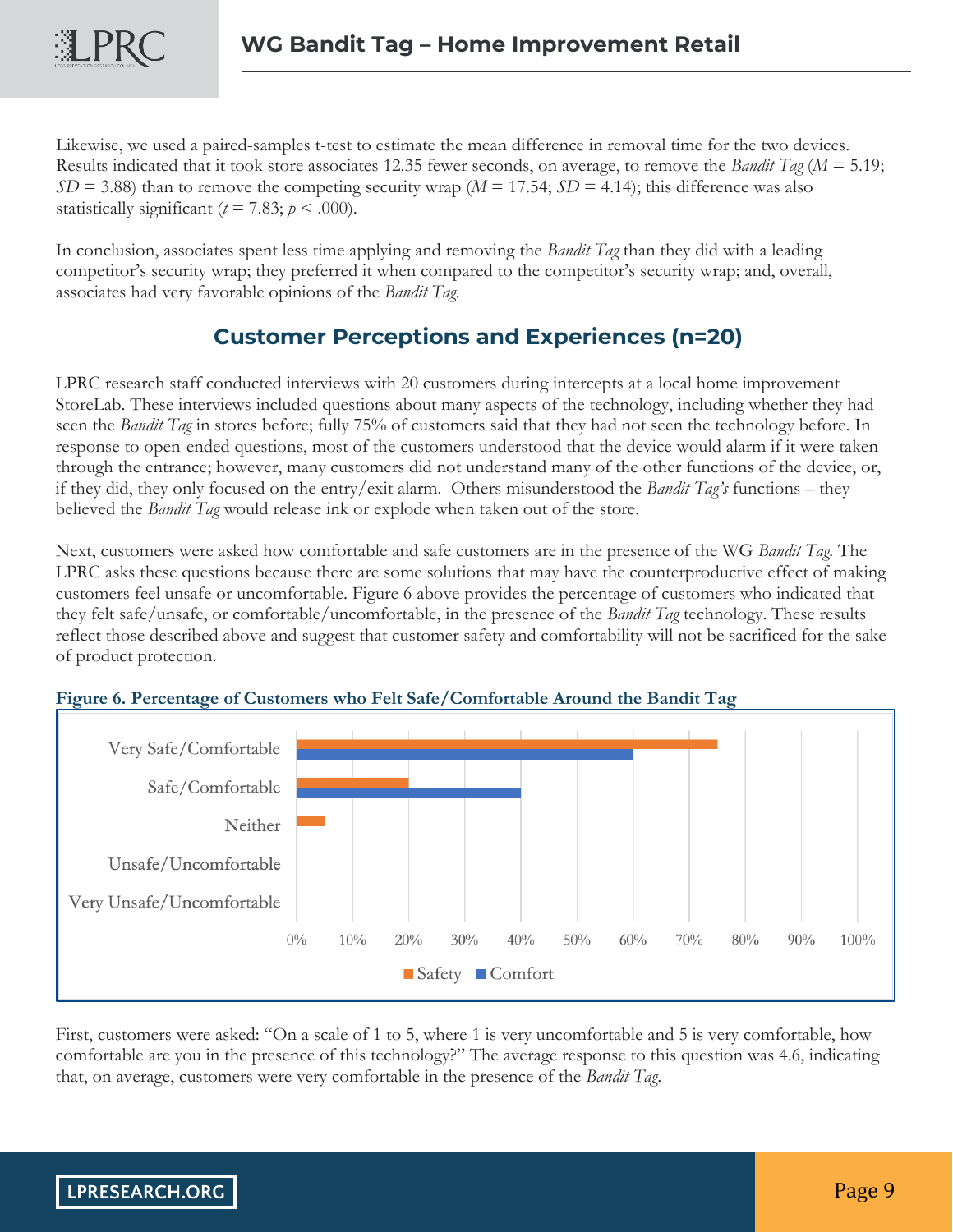Likewise, we used a paired-samples t-test to estimate the mean difference in removal time for the two devices. Results indicated that it took store associates 12.35 fewer seconds, on average, to remove the *Bandit Tag* ($M$ = 5.19; $SD$ = 3.88) than to remove the competing security wrap ($M$ = 17.54; $SD$ = 4.14); this difference was also statistically significant ($t$ = 7.83; $p$ < .000).

In conclusion, associates spent less time applying and removing the *Bandit Tag* than they did with a leading competitor's security wrap; they preferred it when compared to the competitor's security wrap; and, overall, associates had very favorable opinions of the *Bandit Tag.*

## Customer Perceptions and Experiences (n=20)

LPRC research staff conducted interviews with 20 customers during intercepts at a local home improvement StoreLab. These interviews included questions about many aspects of the technology, including whether they had seen the *Bandit Tag* in stores before; fully 75% of customers said that they had not seen the technology before. In response to open-ended questions, most of the customers understood that the device would alarm if it were taken through the entrance; however, many customers did not understand many of the other functions of the device, or, if they did, they only focused on the entry/exit alarm. Others misunderstood the *Bandit Tag's* functions – they believed the *Bandit Tag* would release ink or explode when taken out of the store.

Next, customers were asked how comfortable and safe customers are in the presence of the WG *Bandit Tag.* The LPRC asks these questions because there are some solutions that may have the counterproductive effect of making customers feel unsafe or uncomfortable. Figure 6 above provides the percentage of customers who indicated that they felt safe/unsafe, or comfortable/uncomfortable, in the presence of the *Bandit Tag* technology. These results reflect those described above and suggest that customer safety and comfortability will not be sacrificed for the sake of product protection.

**Figure 6. Percentage of Customers who Felt Safe/Comfortable Around the Bandit Tag**

| | Safety | Comfort |
|---|---|---|
| Very Safe/Comfortable | 75% | 60% |
| Safe/Comfortable | 20% | 40% |
| Neither | 5% | 0% |
| Unsafe/Uncomfortable | 0% | 0% |
| Very Unsafe/Uncomfortable | 0% | 0% |

First, customers were asked: "On a scale of 1 to 5, where 1 is very uncomfortable and 5 is very comfortable, how comfortable are you in the presence of this technology?" The average response to this question was 4.6, indicating that, on average, customers were very comfortable in the presence of the *Bandit Tag.*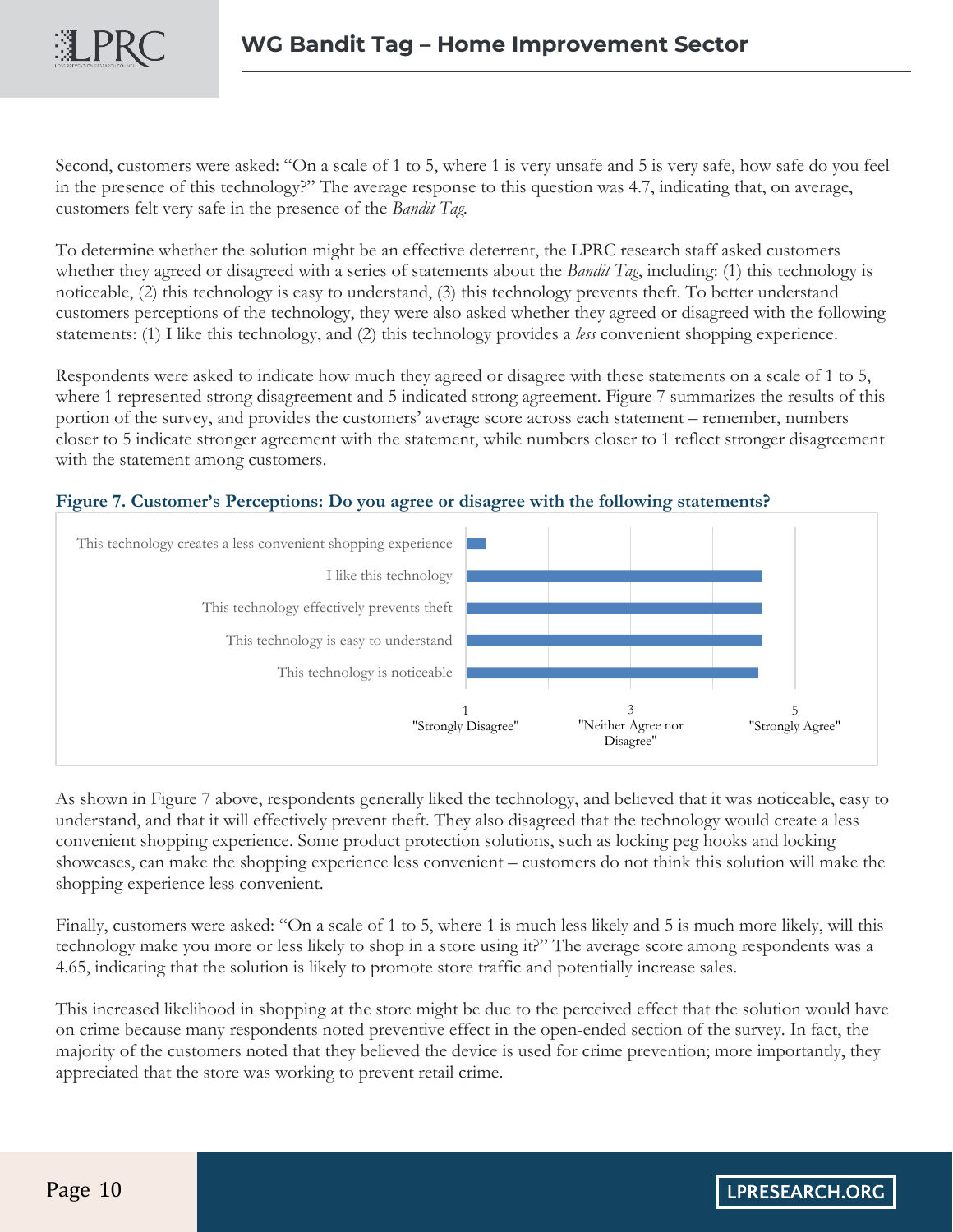Second, customers were asked: "On a scale of 1 to 5, where 1 is very unsafe and 5 is very safe, how safe do you feel in the presence of this technology?" The average response to this question was 4.7, indicating that, on average, customers felt very safe in the presence of the *Bandit Tag.*

To determine whether the solution might be an effective deterrent, the LPRC research staff asked customers whether they agreed or disagreed with a series of statements about the *Bandit Tag*, including: (1) this technology is noticeable, (2) this technology is easy to understand, (3) this technology prevents theft. To better understand customers perceptions of the technology, they were also asked whether they agreed or disagreed with the following statements: (1) I like this technology, and (2) this technology provides a *less* convenient shopping experience.

Respondents were asked to indicate how much they agreed or disagree with these statements on a scale of 1 to 5, where 1 represented strong disagreement and 5 indicated strong agreement. Figure 7 summarizes the results of this portion of the survey, and provides the customers' average score across each statement – remember, numbers closer to 5 indicate stronger agreement with the statement, while numbers closer to 1 reflect stronger disagreement with the statement among customers.

**Figure 7. Customer's Perceptions: Do you agree or disagree with the following statements?**

This technology creates a less convenient shopping experience
I like this technology
This technology effectively prevents theft
This technology is easy to understand
This technology is noticeable

1 "Strongly Disagree" | 3 "Neither Agree nor Disagree" | 5 "Strongly Agree"

As shown in Figure 7 above, respondents generally liked the technology, and believed that it was noticeable, easy to understand, and that it will effectively prevent theft. They also disagreed that the technology would create a less convenient shopping experience. Some product protection solutions, such as locking peg hooks and locking showcases, can make the shopping experience less convenient – customers do not think this solution will make the shopping experience less convenient.

Finally, customers were asked: "On a scale of 1 to 5, where 1 is much less likely and 5 is much more likely, will this technology make you more or less likely to shop in a store using it?" The average score among respondents was a 4.65, indicating that the solution is likely to promote store traffic and potentially increase sales.

This increased likelihood in shopping at the store might be due to the perceived effect that the solution would have on crime because many respondents noted preventive effect in the open-ended section of the survey. In fact, the majority of the customers noted that they believed the device is used for crime prevention; more importantly, they appreciated that the store was working to prevent retail crime.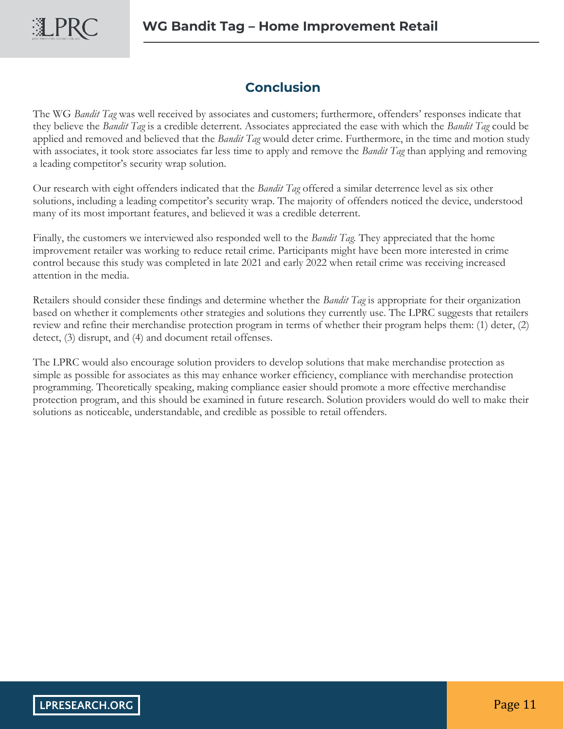## Conclusion

The WG *Bandit Tag* was well received by associates and customers; furthermore, offenders' responses indicate that they believe the *Bandit Tag* is a credible deterrent. Associates appreciated the ease with which the *Bandit Tag* could be applied and removed and believed that the *Bandit Tag* would deter crime. Furthermore, in the time and motion study with associates, it took store associates far less time to apply and remove the *Bandit Tag* than applying and removing a leading competitor's security wrap solution.

Our research with eight offenders indicated that the *Bandit Tag* offered a similar deterrence level as six other solutions, including a leading competitor's security wrap. The majority of offenders noticed the device, understood many of its most important features, and believed it was a credible deterrent.

Finally, the customers we interviewed also responded well to the *Bandit Tag*. They appreciated that the home improvement retailer was working to reduce retail crime. Participants might have been more interested in crime control because this study was completed in late 2021 and early 2022 when retail crime was receiving increased attention in the media.

Retailers should consider these findings and determine whether the *Bandit Tag* is appropriate for their organization based on whether it complements other strategies and solutions they currently use. The LPRC suggests that retailers review and refine their merchandise protection program in terms of whether their program helps them: (1) deter, (2) detect, (3) disrupt, and (4) and document retail offenses.

The LPRC would also encourage solution providers to develop solutions that make merchandise protection as simple as possible for associates as this may enhance worker efficiency, compliance with merchandise protection programming. Theoretically speaking, making compliance easier should promote a more effective merchandise protection program, and this should be examined in future research. Solution providers would do well to make their solutions as noticeable, understandable, and credible as possible to retail offenders.